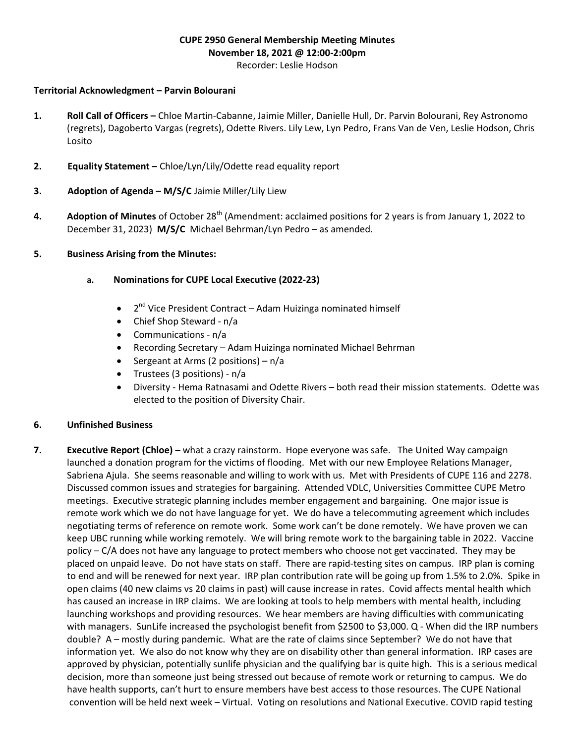**CUPE 2950 General Membership Meeting Minutes**
**November 18, 2021 @ 12:00-2:00pm**
Recorder: Leslie Hodson

**Territorial Acknowledgment – Parvin Bolourani**

1. **Roll Call of Officers –** Chloe Martin-Cabanne, Jaimie Miller, Danielle Hull, Dr. Parvin Bolourani, Rey Astronomo (regrets), Dagoberto Vargas (regrets), Odette Rivers. Lily Lew, Lyn Pedro, Frans Van de Ven, Leslie Hodson, Chris Losito

2. **Equality Statement –** Chloe/Lyn/Lily/Odette read equality report

3. **Adoption of Agenda – M/S/C** Jaimie Miller/Lily Liew

4. **Adoption of Minutes** of October 28th (Amendment: acclaimed positions for 2 years is from January 1, 2022 to December 31, 2023) **M/S/C** Michael Behrman/Lyn Pedro – as amended.

5. **Business Arising from the Minutes:**

   a. **Nominations for CUPE Local Executive (2022-23)**

   - 2nd Vice President Contract – Adam Huizinga nominated himself
   - Chief Shop Steward - n/a
   - Communications - n/a
   - Recording Secretary – Adam Huizinga nominated Michael Behrman
   - Sergeant at Arms (2 positions) – n/a
   - Trustees (3 positions) - n/a
   - Diversity - Hema Ratnasami and Odette Rivers – both read their mission statements. Odette was elected to the position of Diversity Chair.

6. **Unfinished Business**

7. **Executive Report (Chloe)** – what a crazy rainstorm. Hope everyone was safe. The United Way campaign launched a donation program for the victims of flooding. Met with our new Employee Relations Manager, Sabriena Ajula. She seems reasonable and willing to work with us. Met with Presidents of CUPE 116 and 2278. Discussed common issues and strategies for bargaining. Attended VDLC, Universities Committee CUPE Metro meetings. Executive strategic planning includes member engagement and bargaining. One major issue is remote work which we do not have language for yet. We do have a telecommuting agreement which includes negotiating terms of reference on remote work. Some work can't be done remotely. We have proven we can keep UBC running while working remotely. We will bring remote work to the bargaining table in 2022. Vaccine policy – C/A does not have any language to protect members who choose not get vaccinated. They may be placed on unpaid leave. Do not have stats on staff. There are rapid-testing sites on campus. IRP plan is coming to end and will be renewed for next year. IRP plan contribution rate will be going up from 1.5% to 2.0%. Spike in open claims (40 new claims vs 20 claims in past) will cause increase in rates. Covid affects mental health which has caused an increase in IRP claims. We are looking at tools to help members with mental health, including launching workshops and providing resources. We hear members are having difficulties with communicating with managers. SunLife increased the psychologist benefit from $2500 to $3,000. Q - When did the IRP numbers double? A – mostly during pandemic. What are the rate of claims since September? We do not have that information yet. We also do not know why they are on disability other than general information. IRP cases are approved by physician, potentially sunlife physician and the qualifying bar is quite high. This is a serious medical decision, more than someone just being stressed out because of remote work or returning to campus. We do have health supports, can't hurt to ensure members have best access to those resources. The CUPE National convention will be held next week – Virtual. Voting on resolutions and National Executive. COVID rapid testing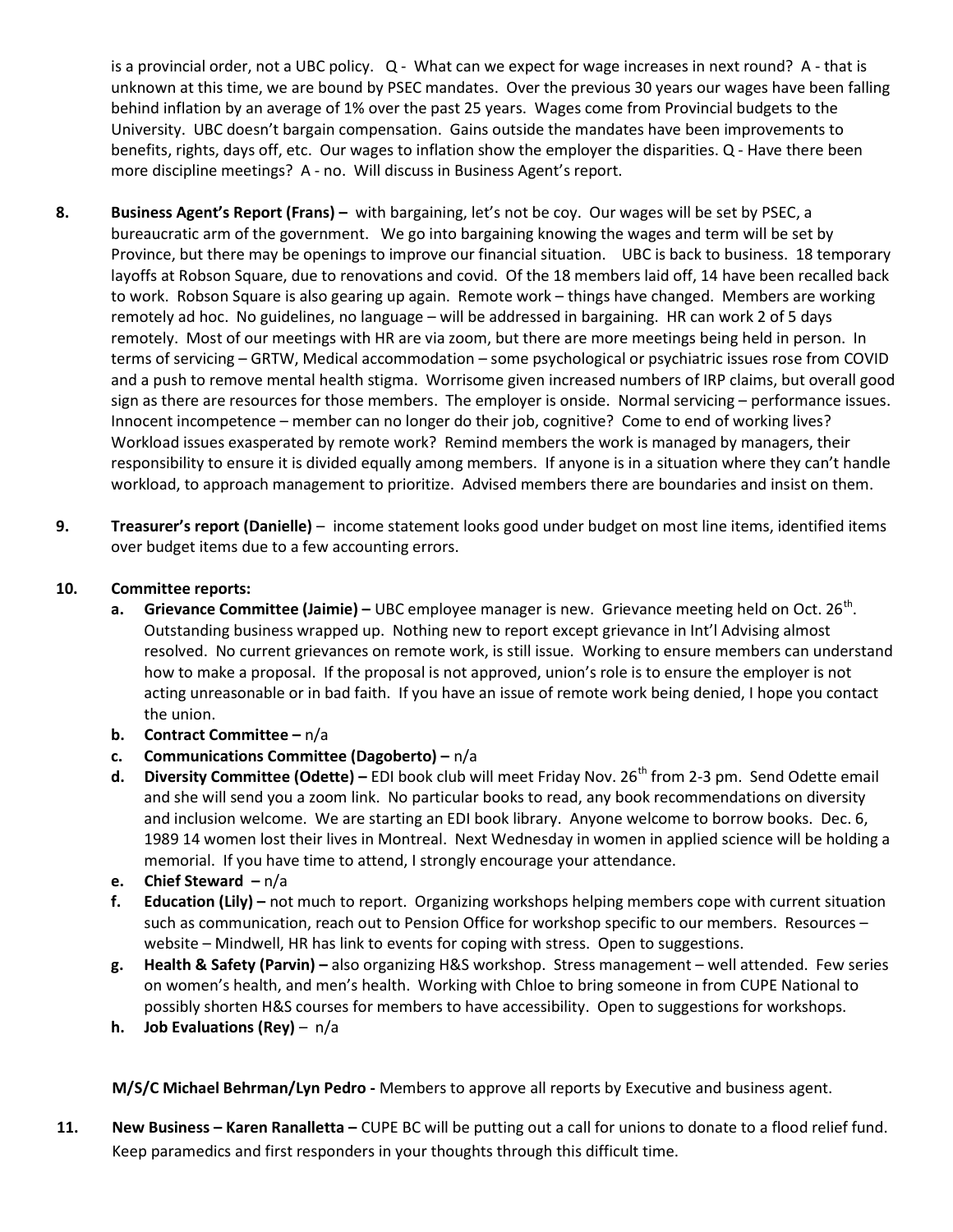is a provincial order, not a UBC policy. Q - What can we expect for wage increases in next round? A - that is unknown at this time, we are bound by PSEC mandates. Over the previous 30 years our wages have been falling behind inflation by an average of 1% over the past 25 years. Wages come from Provincial budgets to the University. UBC doesn't bargain compensation. Gains outside the mandates have been improvements to benefits, rights, days off, etc. Our wages to inflation show the employer the disparities. Q - Have there been more discipline meetings? A - no. Will discuss in Business Agent's report.

8. **Business Agent's Report (Frans) –** with bargaining, let's not be coy. Our wages will be set by PSEC, a bureaucratic arm of the government. We go into bargaining knowing the wages and term will be set by Province, but there may be openings to improve our financial situation. UBC is back to business. 18 temporary layoffs at Robson Square, due to renovations and covid. Of the 18 members laid off, 14 have been recalled back to work. Robson Square is also gearing up again. Remote work – things have changed. Members are working remotely ad hoc. No guidelines, no language – will be addressed in bargaining. HR can work 2 of 5 days remotely. Most of our meetings with HR are via zoom, but there are more meetings being held in person. In terms of servicing – GRTW, Medical accommodation – some psychological or psychiatric issues rose from COVID and a push to remove mental health stigma. Worrisome given increased numbers of IRP claims, but overall good sign as there are resources for those members. The employer is onside. Normal servicing – performance issues. Innocent incompetence – member can no longer do their job, cognitive? Come to end of working lives? Workload issues exasperated by remote work? Remind members the work is managed by managers, their responsibility to ensure it is divided equally among members. If anyone is in a situation where they can't handle workload, to approach management to prioritize. Advised members there are boundaries and insist on them.

9. **Treasurer's report (Danielle)** – income statement looks good under budget on most line items, identified items over budget items due to a few accounting errors.

10. **Committee reports:**
    a. **Grievance Committee (Jaimie) –** UBC employee manager is new. Grievance meeting held on Oct. 26th. Outstanding business wrapped up. Nothing new to report except grievance in Int'l Advising almost resolved. No current grievances on remote work, is still issue. Working to ensure members can understand how to make a proposal. If the proposal is not approved, union's role is to ensure the employer is not acting unreasonable or in bad faith. If you have an issue of remote work being denied, I hope you contact the union.
    b. **Contract Committee –** n/a
    c. **Communications Committee (Dagoberto) –** n/a
    d. **Diversity Committee (Odette) –** EDI book club will meet Friday Nov. 26th from 2-3 pm. Send Odette email and she will send you a zoom link. No particular books to read, any book recommendations on diversity and inclusion welcome. We are starting an EDI book library. Anyone welcome to borrow books. Dec. 6, 1989 14 women lost their lives in Montreal. Next Wednesday in women in applied science will be holding a memorial. If you have time to attend, I strongly encourage your attendance.
    e. **Chief Steward –** n/a
    f. **Education (Lily) –** not much to report. Organizing workshops helping members cope with current situation such as communication, reach out to Pension Office for workshop specific to our members. Resources – website – Mindwell, HR has link to events for coping with stress. Open to suggestions.
    g. **Health & Safety (Parvin) –** also organizing H&S workshop. Stress management – well attended. Few series on women's health, and men's health. Working with Chloe to bring someone in from CUPE National to possibly shorten H&S courses for members to have accessibility. Open to suggestions for workshops.
    h. **Job Evaluations (Rey)** – n/a

**M/S/C Michael Behrman/Lyn Pedro -** Members to approve all reports by Executive and business agent.

11. **New Business – Karen Ranalletta –** CUPE BC will be putting out a call for unions to donate to a flood relief fund. Keep paramedics and first responders in your thoughts through this difficult time.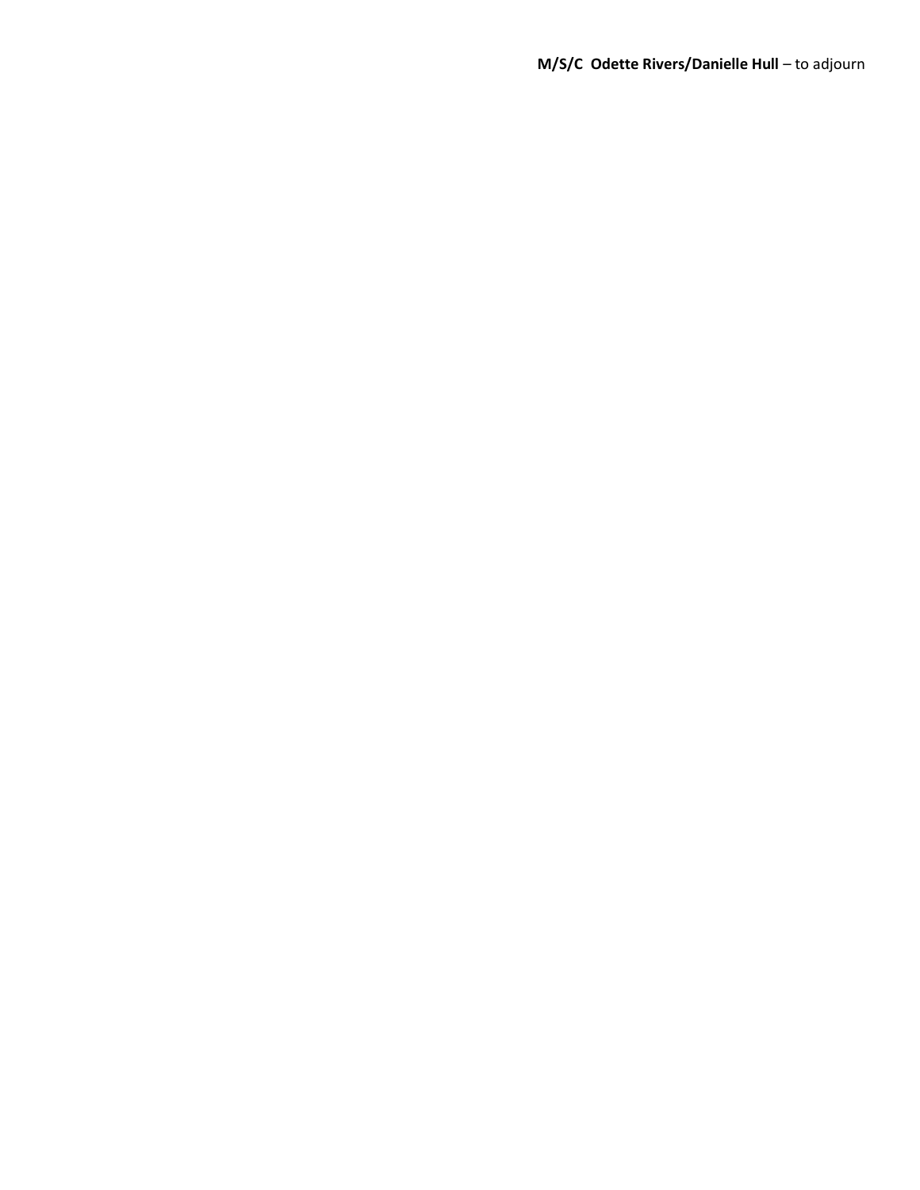**M/S/C Odette Rivers/Danielle Hull** – to adjourn